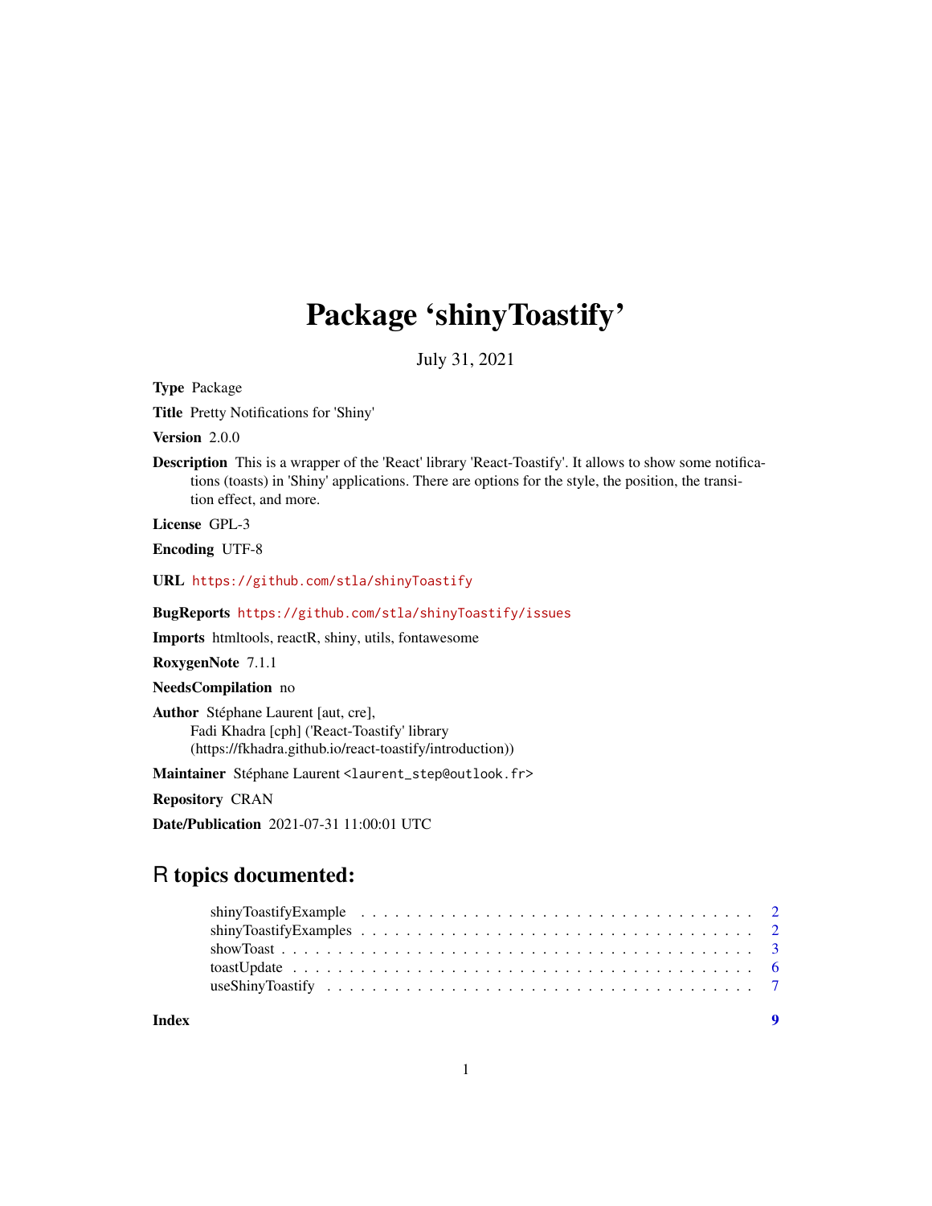# Package 'shinyToastify'

July 31, 2021

**Type** Package

**Title** Pretty Notifications for 'Shiny'

**Version** 2.0.0

**Description** This is a wrapper of the 'React' library 'React-Toastify'. It allows to show some notifications (toasts) in 'Shiny' applications. There are options for the style, the position, the transition effect, and more.

**License** GPL-3

**Encoding** UTF-8

**URL** https://github.com/stla/shinyToastify

**BugReports** https://github.com/stla/shinyToastify/issues

**Imports** htmltools, reactR, shiny, utils, fontawesome

**RoxygenNote** 7.1.1

**NeedsCompilation** no

**Author** Stéphane Laurent [aut, cre],
Fadi Khadra [cph] ('React-Toastify' library
(https://fkhadra.github.io/react-toastify/introduction))

**Maintainer** Stéphane Laurent <laurent_step@outlook.fr>

**Repository** CRAN

**Date/Publication** 2021-07-31 11:00:01 UTC

## R topics documented:

- shinyToastifyExample . . . . . . . . . . . . . . . . . . . . . . . . . . . . . . . . . 2
- shinyToastifyExamples . . . . . . . . . . . . . . . . . . . . . . . . . . . . . . . . 2
- showToast . . . . . . . . . . . . . . . . . . . . . . . . . . . . . . . . . . . . . . . 3
- toastUpdate . . . . . . . . . . . . . . . . . . . . . . . . . . . . . . . . . . . . . . 6
- useShinyToastify . . . . . . . . . . . . . . . . . . . . . . . . . . . . . . . . . . . 7

**Index** 9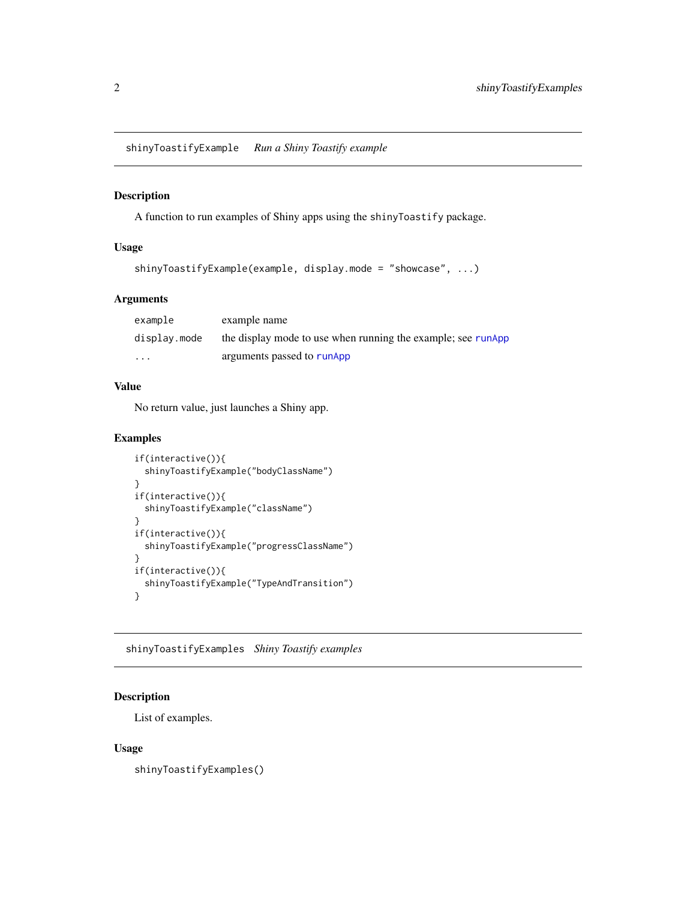## shinyToastifyExample *Run a Shiny Toastify example*

### Description

A function to run examples of Shiny apps using the `shinyToastify` package.

### Usage

```
shinyToastifyExample(example, display.mode = "showcase", ...)
```

### Arguments

| | |
|---|---|
| `example` | example name |
| `display.mode` | the display mode to use when running the example; see `runApp` |
| `...` | arguments passed to `runApp` |

### Value

No return value, just launches a Shiny app.

### Examples

```
if(interactive()){
  shinyToastifyExample("bodyClassName")
}
if(interactive()){
  shinyToastifyExample("className")
}
if(interactive()){
  shinyToastifyExample("progressClassName")
}
if(interactive()){
  shinyToastifyExample("TypeAndTransition")
}
```

## shinyToastifyExamples *Shiny Toastify examples*

### Description

List of examples.

### Usage

```
shinyToastifyExamples()
```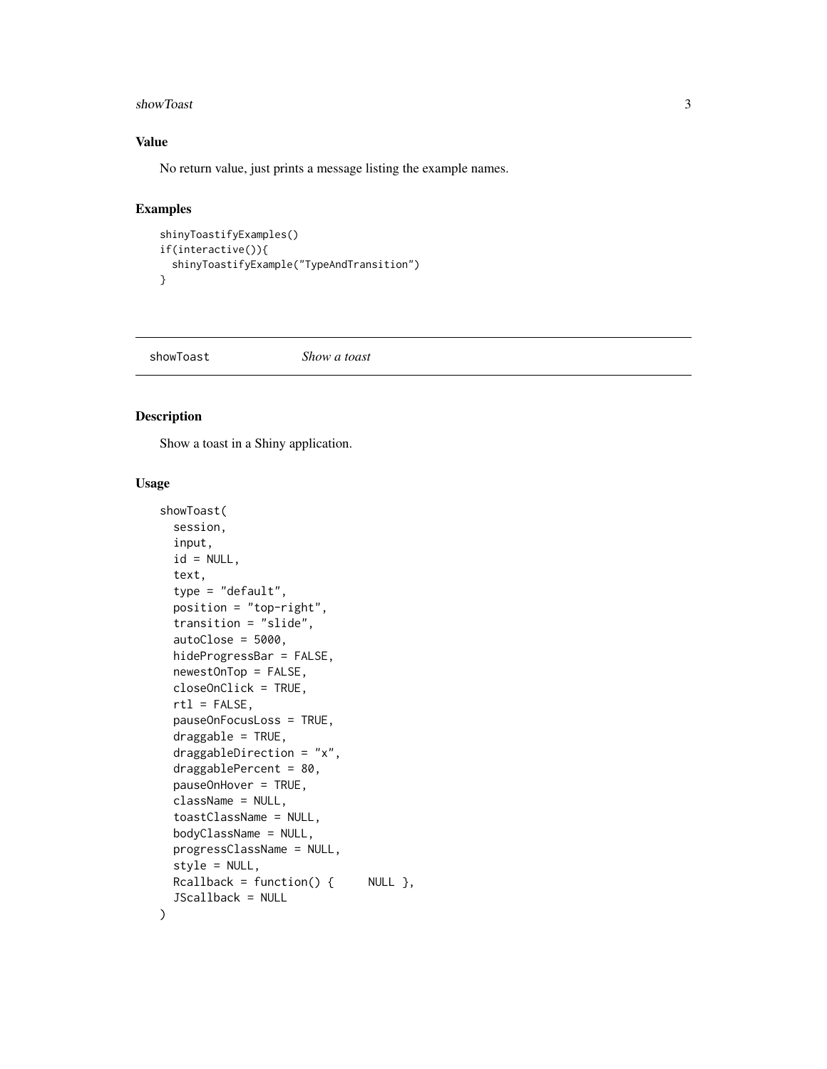## Value

No return value, just prints a message listing the example names.

## Examples

```
shinyToastifyExamples()
if(interactive()){
  shinyToastifyExample("TypeAndTransition")
}
```

---

# showToast — *Show a toast*

## Description

Show a toast in a Shiny application.

## Usage

```
showToast(
  session,
  input,
  id = NULL,
  text,
  type = "default",
  position = "top-right",
  transition = "slide",
  autoClose = 5000,
  hideProgressBar = FALSE,
  newestOnTop = FALSE,
  closeOnClick = TRUE,
  rtl = FALSE,
  pauseOnFocusLoss = TRUE,
  draggable = TRUE,
  draggableDirection = "x",
  draggablePercent = 80,
  pauseOnHover = TRUE,
  className = NULL,
  toastClassName = NULL,
  bodyClassName = NULL,
  progressClassName = NULL,
  style = NULL,
  Rcallback = function() {     NULL },
  JScallback = NULL
)
```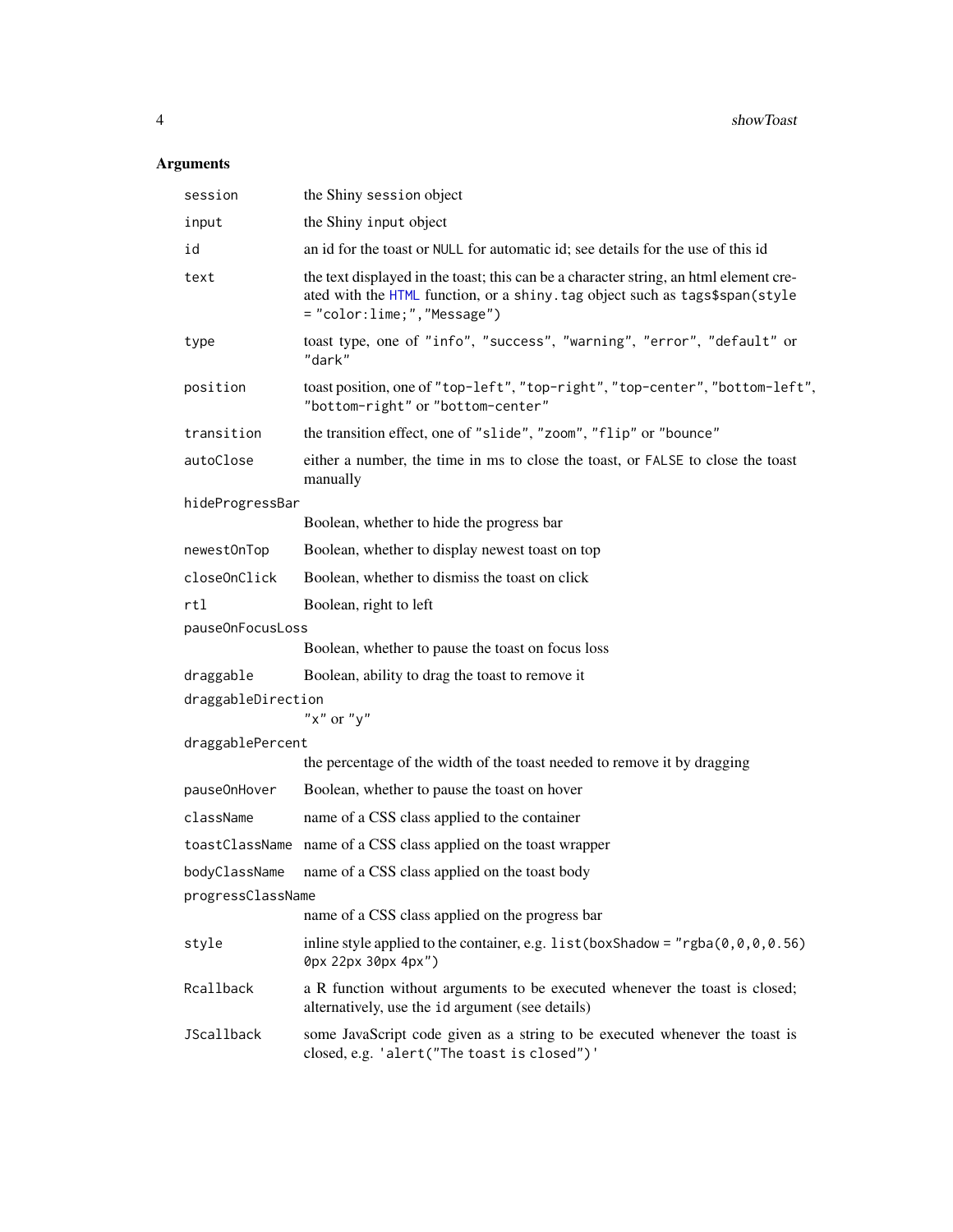## Arguments

| Argument | Description |
|---|---|
| `session` | the Shiny `session` object |
| `input` | the Shiny `input` object |
| `id` | an id for the toast or `NULL` for automatic id; see details for the use of this id |
| `text` | the text displayed in the toast; this can be a character string, an html element created with the `HTML` function, or a `shiny.tag` object such as `tags$span(style = "color:lime;","Message")` |
| `type` | toast type, one of `"info"`, `"success"`, `"warning"`, `"error"`, `"default"` or `"dark"` |
| `position` | toast position, one of `"top-left"`, `"top-right"`, `"top-center"`, `"bottom-left"`, `"bottom-right"` or `"bottom-center"` |
| `transition` | the transition effect, one of `"slide"`, `"zoom"`, `"flip"` or `"bounce"` |
| `autoClose` | either a number, the time in ms to close the toast, or `FALSE` to close the toast manually |
| `hideProgressBar` | Boolean, whether to hide the progress bar |
| `newestOnTop` | Boolean, whether to display newest toast on top |
| `closeOnClick` | Boolean, whether to dismiss the toast on click |
| `rtl` | Boolean, right to left |
| `pauseOnFocusLoss` | Boolean, whether to pause the toast on focus loss |
| `draggable` | Boolean, ability to drag the toast to remove it |
| `draggableDirection` | `"x"` or `"y"` |
| `draggablePercent` | the percentage of the width of the toast needed to remove it by dragging |
| `pauseOnHover` | Boolean, whether to pause the toast on hover |
| `className` | name of a CSS class applied to the container |
| `toastClassName` | name of a CSS class applied on the toast wrapper |
| `bodyClassName` | name of a CSS class applied on the toast body |
| `progressClassName` | name of a CSS class applied on the progress bar |
| `style` | inline style applied to the container, e.g. `list(boxShadow = "rgba(0,0,0,0.56) 0px 22px 30px 4px")` |
| `Rcallback` | a R function without arguments to be executed whenever the toast is closed; alternatively, use the `id` argument (see details) |
| `JScallback` | some JavaScript code given as a string to be executed whenever the toast is closed, e.g. `'alert("The toast is closed")'` |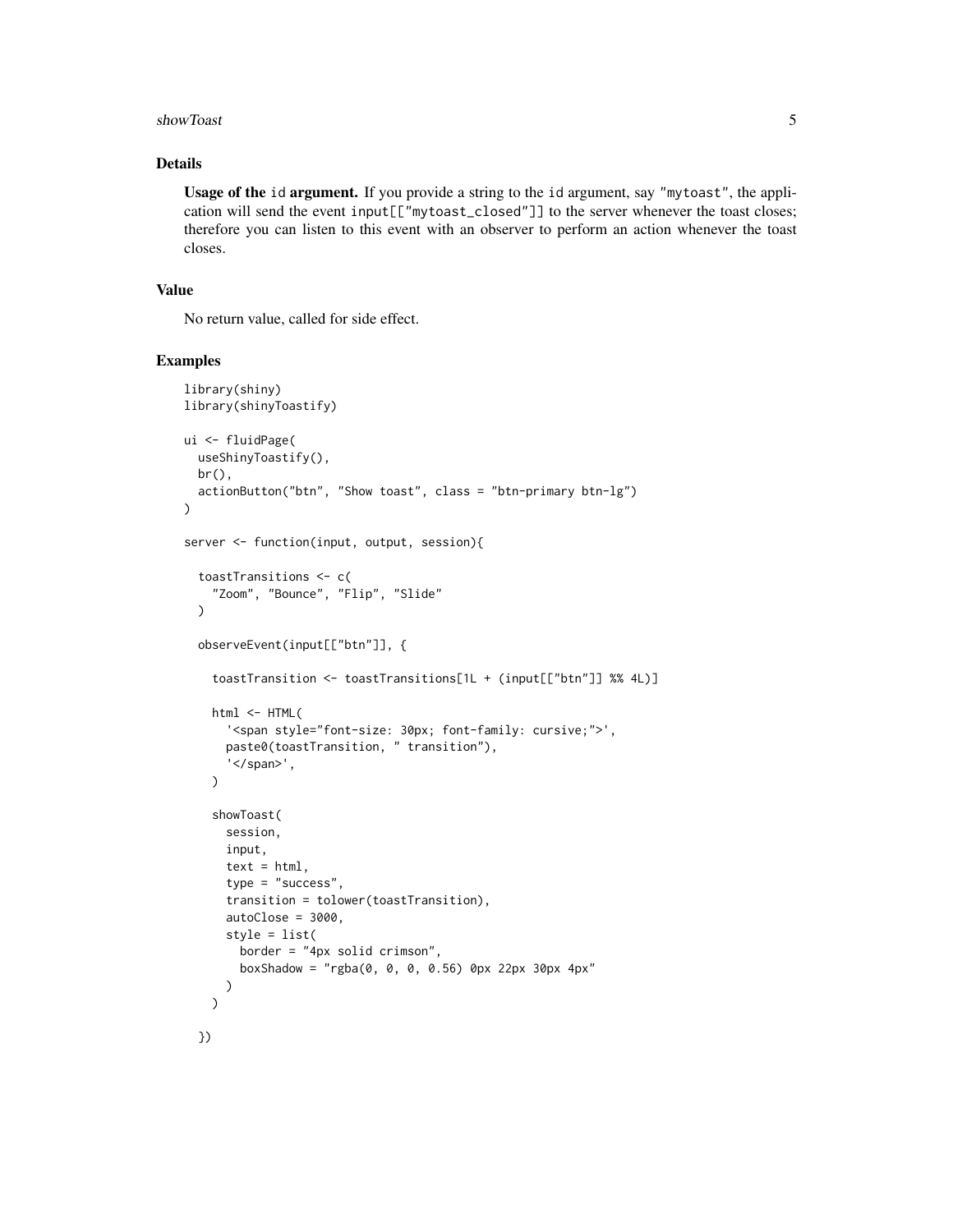## Details

**Usage of the `id` argument.** If you provide a string to the `id` argument, say `"mytoast"`, the application will send the event `input[["mytoast_closed"]]` to the server whenever the toast closes; therefore you can listen to this event with an observer to perform an action whenever the toast closes.

## Value

No return value, called for side effect.

## Examples

```
library(shiny)
library(shinyToastify)

ui <- fluidPage(
  useShinyToastify(),
  br(),
  actionButton("btn", "Show toast", class = "btn-primary btn-lg")
)

server <- function(input, output, session){

  toastTransitions <- c(
    "Zoom", "Bounce", "Flip", "Slide"
  )

  observeEvent(input[["btn"]], {

    toastTransition <- toastTransitions[1L + (input[["btn"]] %% 4L)]

    html <- HTML(
      '<span style="font-size: 30px; font-family: cursive;">',
      paste0(toastTransition, " transition"),
      '</span>',
    )

    showToast(
      session,
      input,
      text = html,
      type = "success",
      transition = tolower(toastTransition),
      autoClose = 3000,
      style = list(
        border = "4px solid crimson",
        boxShadow = "rgba(0, 0, 0, 0.56) 0px 22px 30px 4px"
      )
    )

  })
```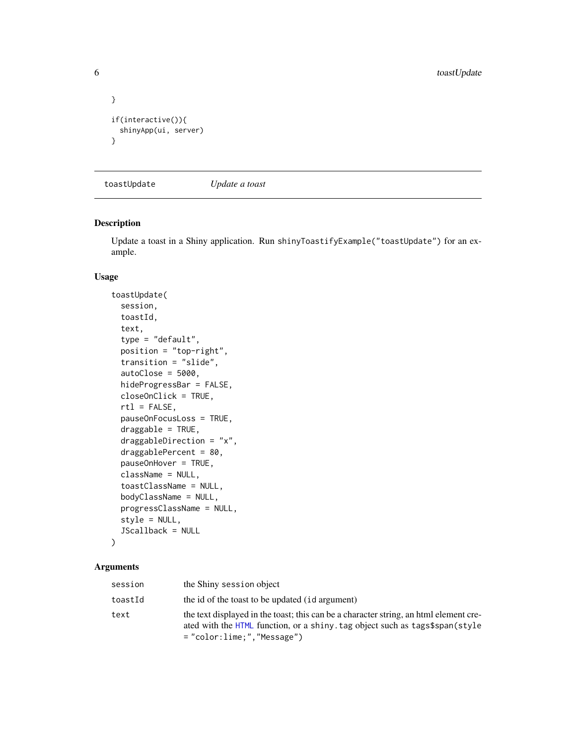```
}

if(interactive()){
  shinyApp(ui, server)
}
```

## toastUpdate — *Update a toast*

### Description

Update a toast in a Shiny application. Run `shinyToastifyExample("toastUpdate")` for an example.

### Usage

```
toastUpdate(
  session,
  toastId,
  text,
  type = "default",
  position = "top-right",
  transition = "slide",
  autoClose = 5000,
  hideProgressBar = FALSE,
  closeOnClick = TRUE,
  rtl = FALSE,
  pauseOnFocusLoss = TRUE,
  draggable = TRUE,
  draggableDirection = "x",
  draggablePercent = 80,
  pauseOnHover = TRUE,
  className = NULL,
  toastClassName = NULL,
  bodyClassName = NULL,
  progressClassName = NULL,
  style = NULL,
  JScallback = NULL
)
```

### Arguments

| | |
|---|---|
| `session` | the Shiny `session` object |
| `toastId` | the id of the toast to be updated (`id` argument) |
| `text` | the text displayed in the toast; this can be a character string, an html element created with the `HTML` function, or a `shiny.tag` object such as `tags$span(style = "color:lime;","Message")` |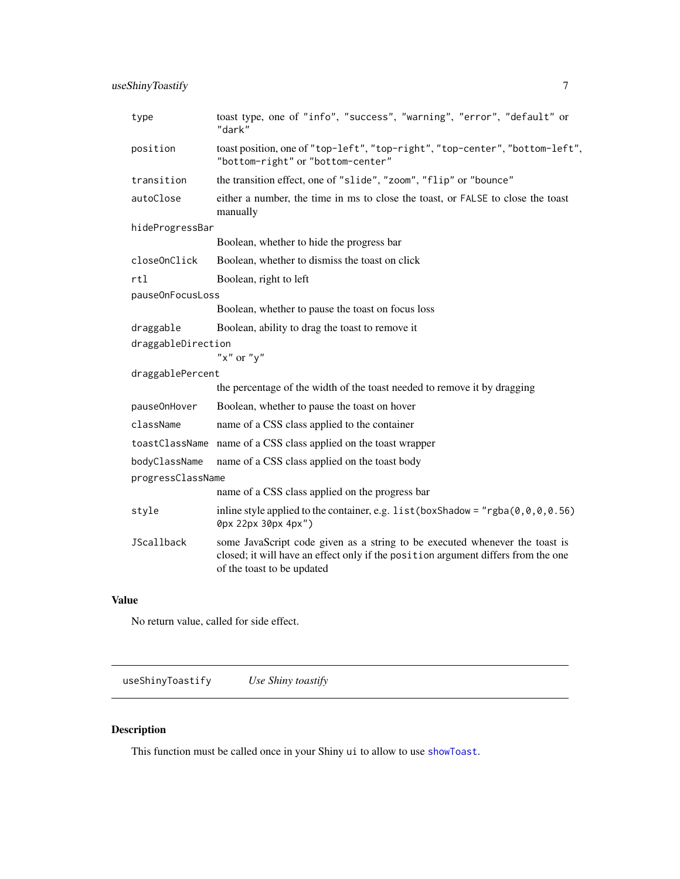| | |
|---|---|
| `type` | toast type, one of `"info"`, `"success"`, `"warning"`, `"error"`, `"default"` or `"dark"` |
| `position` | toast position, one of `"top-left"`, `"top-right"`, `"top-center"`, `"bottom-left"`, `"bottom-right"` or `"bottom-center"` |
| `transition` | the transition effect, one of `"slide"`, `"zoom"`, `"flip"` or `"bounce"` |
| `autoClose` | either a number, the time in ms to close the toast, or `FALSE` to close the toast manually |
| `hideProgressBar` | Boolean, whether to hide the progress bar |
| `closeOnClick` | Boolean, whether to dismiss the toast on click |
| `rtl` | Boolean, right to left |
| `pauseOnFocusLoss` | Boolean, whether to pause the toast on focus loss |
| `draggable` | Boolean, ability to drag the toast to remove it |
| `draggableDirection` | `"x"` or `"y"` |
| `draggablePercent` | the percentage of the width of the toast needed to remove it by dragging |
| `pauseOnHover` | Boolean, whether to pause the toast on hover |
| `className` | name of a CSS class applied to the container |
| `toastClassName` | name of a CSS class applied on the toast wrapper |
| `bodyClassName` | name of a CSS class applied on the toast body |
| `progressClassName` | name of a CSS class applied on the progress bar |
| `style` | inline style applied to the container, e.g. `list(boxShadow = "rgba(0,0,0,0.56) 0px 22px 30px 4px")` |
| `JScallback` | some JavaScript code given as a string to be executed whenever the toast is closed; it will have an effect only if the `position` argument differs from the one of the toast to be updated |

## Value

No return value, called for side effect.

---

# useShinyToastify — *Use Shiny toastify*

---

## Description

This function must be called once in your Shiny `ui` to allow to use `showToast`.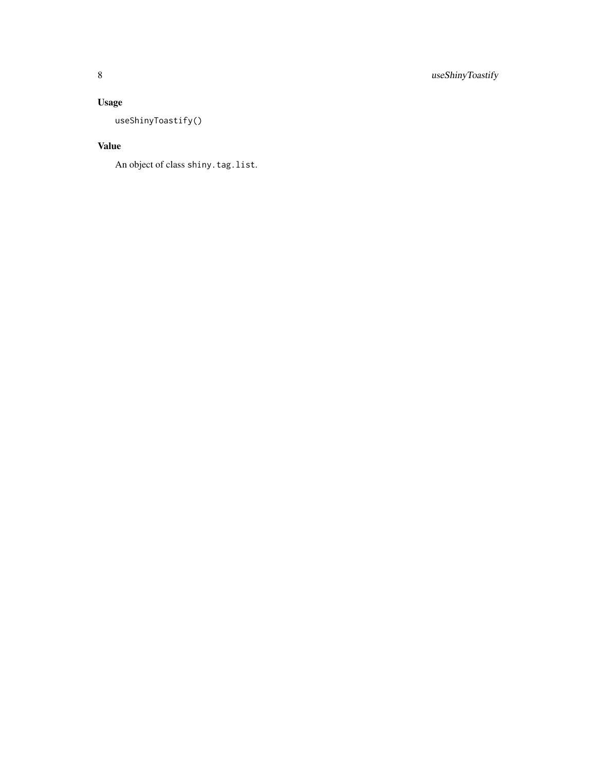## Usage

```
useShinyToastify()
```

## Value

An object of class `shiny.tag.list`.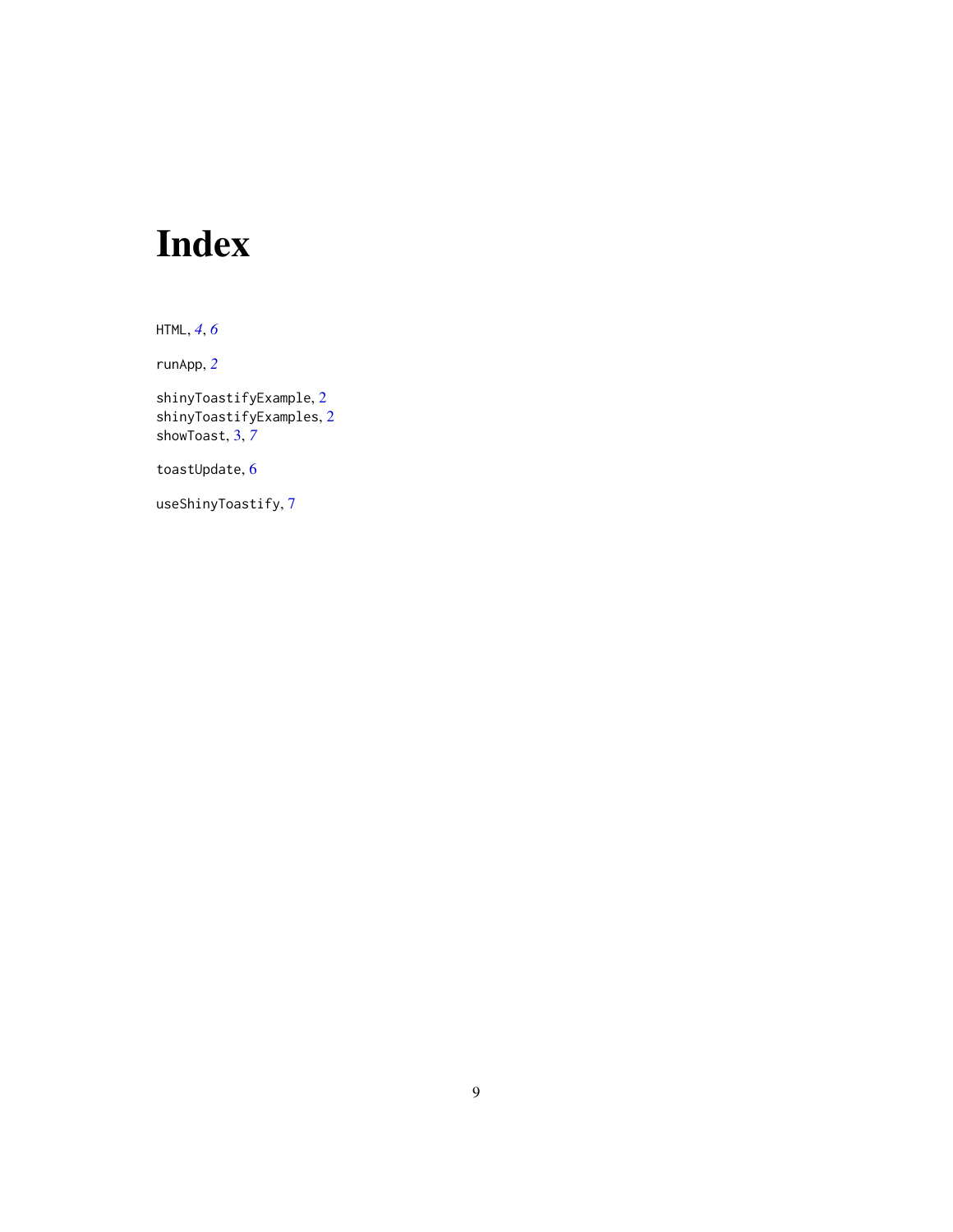# Index

HTML, *4*, *6*

runApp, *2*

shinyToastifyExample, 2
shinyToastifyExamples, 2
showToast, 3, *7*

toastUpdate, 6

useShinyToastify, 7